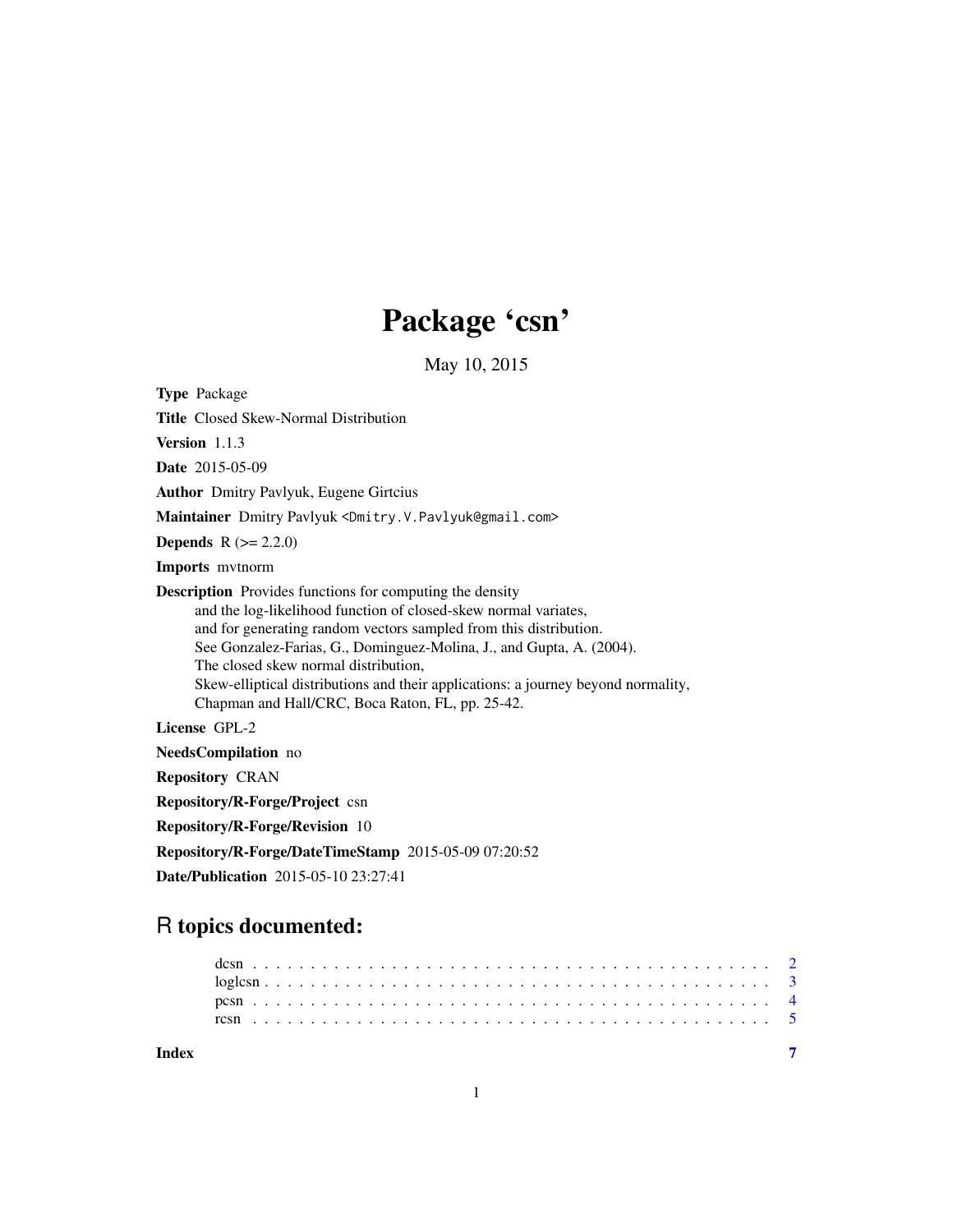# Package 'csn'

May 10, 2015

**Type** Package

**Title** Closed Skew-Normal Distribution

**Version** 1.1.3

**Date** 2015-05-09

**Author** Dmitry Pavlyuk, Eugene Girtcius

**Maintainer** Dmitry Pavlyuk <Dmitry.V.Pavlyuk@gmail.com>

**Depends** R (>= 2.2.0)

**Imports** mvtnorm

**Description** Provides functions for computing the density
and the log-likelihood function of closed-skew normal variates,
and for generating random vectors sampled from this distribution.
See Gonzalez-Farias, G., Dominguez-Molina, J., and Gupta, A. (2004).
The closed skew normal distribution,
Skew-elliptical distributions and their applications: a journey beyond normality,
Chapman and Hall/CRC, Boca Raton, FL, pp. 25-42.

**License** GPL-2

**NeedsCompilation** no

**Repository** CRAN

**Repository/R-Forge/Project** csn

**Repository/R-Forge/Revision** 10

**Repository/R-Forge/DateTimeStamp** 2015-05-09 07:20:52

**Date/Publication** 2015-05-10 23:27:41

## R topics documented:

- dcsn . . . . . . . . . . . . . . . . . . . . . . . . . . . . . . . . . . . . . . . . . . . 2
- loglcsn . . . . . . . . . . . . . . . . . . . . . . . . . . . . . . . . . . . . . . . . . . 3
- pcsn . . . . . . . . . . . . . . . . . . . . . . . . . . . . . . . . . . . . . . . . . . . 4
- rcsn . . . . . . . . . . . . . . . . . . . . . . . . . . . . . . . . . . . . . . . . . . . 5

**Index** 7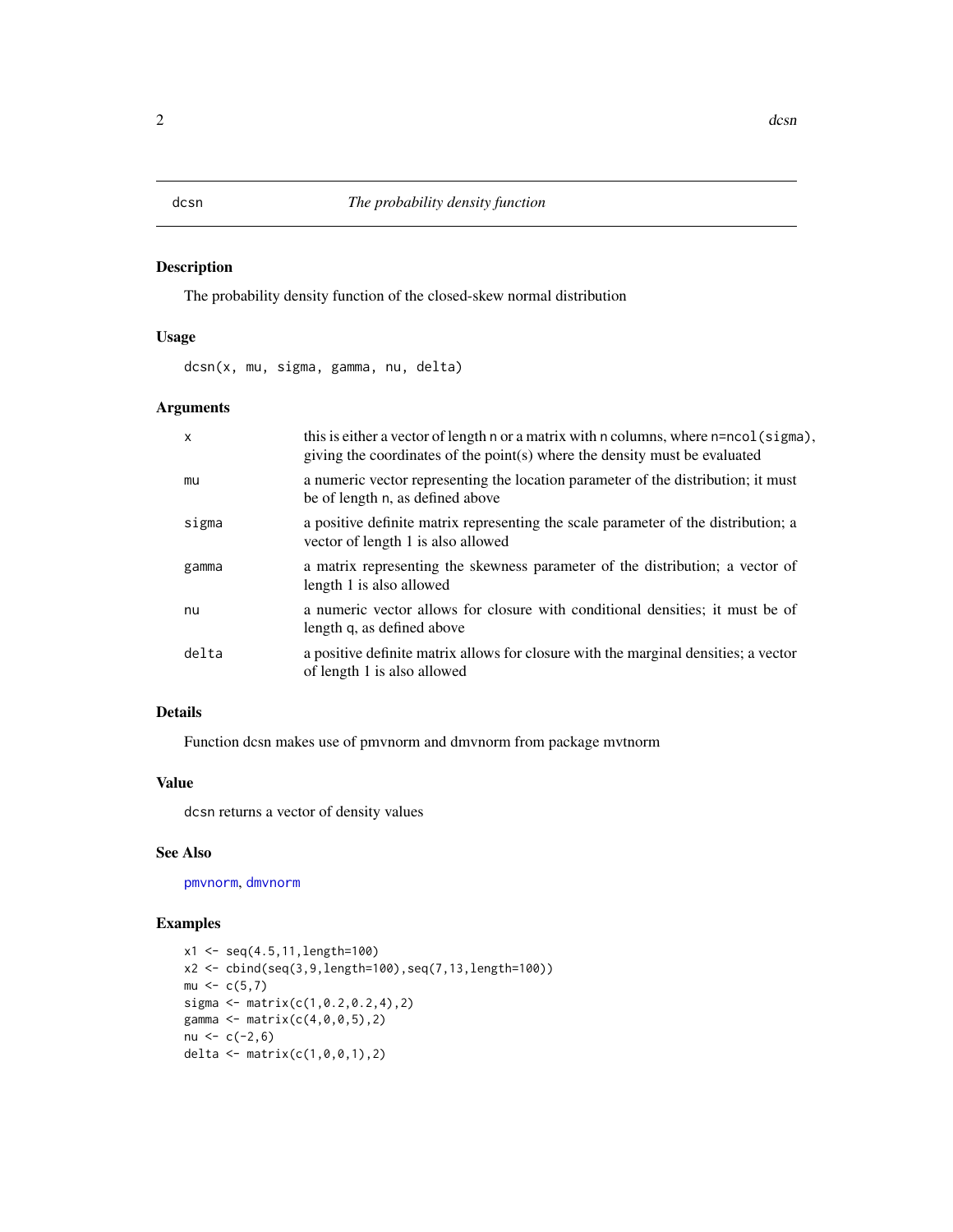## dcsn — *The probability density function*

### Description

The probability density function of the closed-skew normal distribution

### Usage

```
dcsn(x, mu, sigma, gamma, nu, delta)
```

### Arguments

| | |
|---|---|
| x | this is either a vector of length n or a matrix with n columns, where n=ncol(sigma), giving the coordinates of the point(s) where the density must be evaluated |
| mu | a numeric vector representing the location parameter of the distribution; it must be of length n, as defined above |
| sigma | a positive definite matrix representing the scale parameter of the distribution; a vector of length 1 is also allowed |
| gamma | a matrix representing the skewness parameter of the distribution; a vector of length 1 is also allowed |
| nu | a numeric vector allows for closure with conditional densities; it must be of length q, as defined above |
| delta | a positive definite matrix allows for closure with the marginal densities; a vector of length 1 is also allowed |

### Details

Function dcsn makes use of pmvnorm and dmvnorm from package mvtnorm

### Value

dcsn returns a vector of density values

### See Also

pmvnorm, dmvnorm

### Examples

```
x1 <- seq(4.5,11,length=100)
x2 <- cbind(seq(3,9,length=100),seq(7,13,length=100))
mu <- c(5,7)
sigma <- matrix(c(1,0.2,0.2,4),2)
gamma <- matrix(c(4,0,0,5),2)
nu <- c(-2,6)
delta <- matrix(c(1,0,0,1),2)
```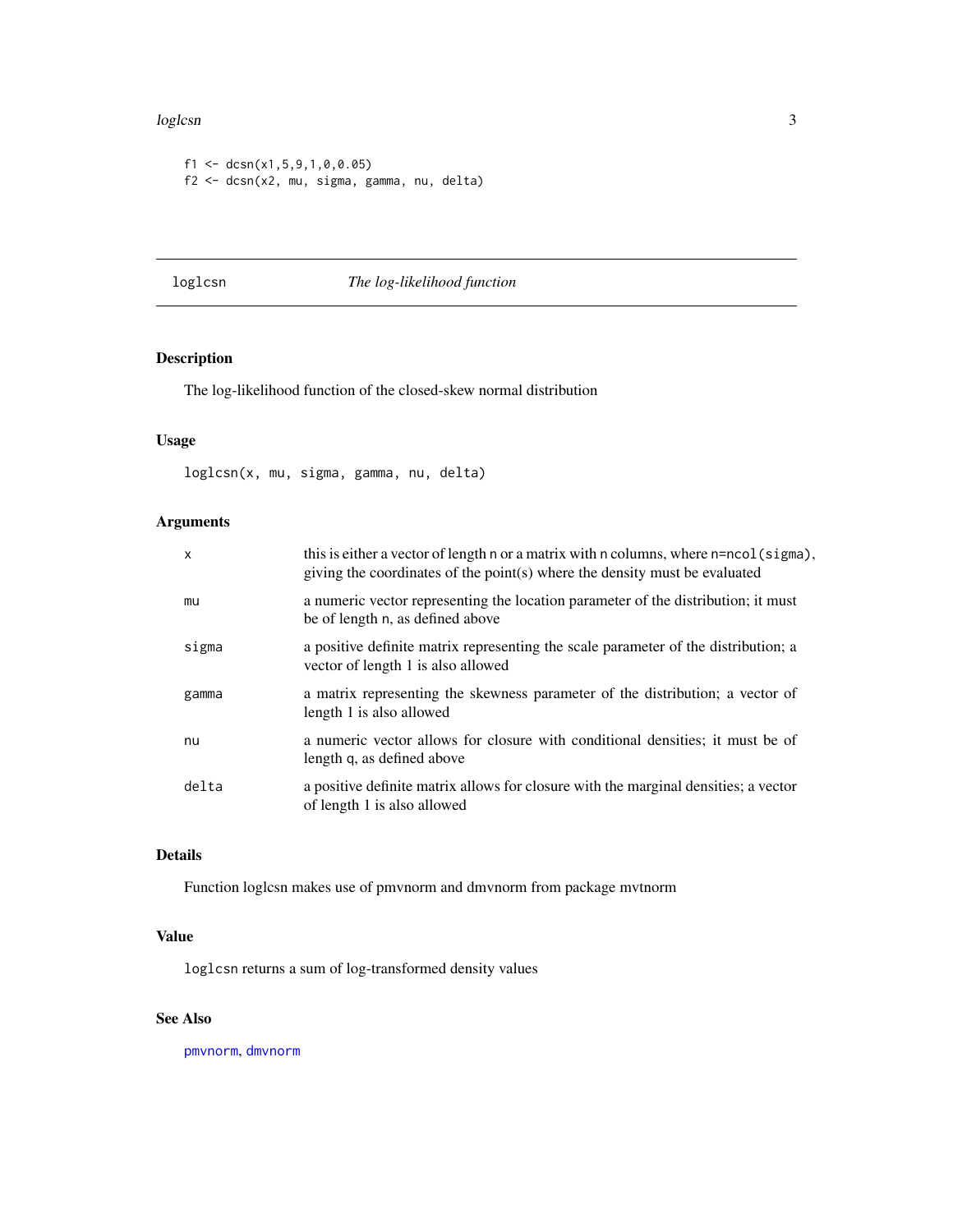```
f1 <- dcsn(x1,5,9,1,0,0.05)
f2 <- dcsn(x2, mu, sigma, gamma, nu, delta)
```

## loglcsn — *The log-likelihood function*

### Description

The log-likelihood function of the closed-skew normal distribution

### Usage

```
loglcsn(x, mu, sigma, gamma, nu, delta)
```

### Arguments

| | |
|---|---|
| `x` | this is either a vector of length `n` or a matrix with `n` columns, where `n=ncol(sigma)`, giving the coordinates of the point(s) where the density must be evaluated |
| `mu` | a numeric vector representing the location parameter of the distribution; it must be of length `n`, as defined above |
| `sigma` | a positive definite matrix representing the scale parameter of the distribution; a vector of length 1 is also allowed |
| `gamma` | a matrix representing the skewness parameter of the distribution; a vector of length 1 is also allowed |
| `nu` | a numeric vector allows for closure with conditional densities; it must be of length `q`, as defined above |
| `delta` | a positive definite matrix allows for closure with the marginal densities; a vector of length 1 is also allowed |

### Details

Function loglcsn makes use of pmvnorm and dmvnorm from package mvtnorm

### Value

`loglcsn` returns a sum of log-transformed density values

### See Also

`pmvnorm`, `dmvnorm`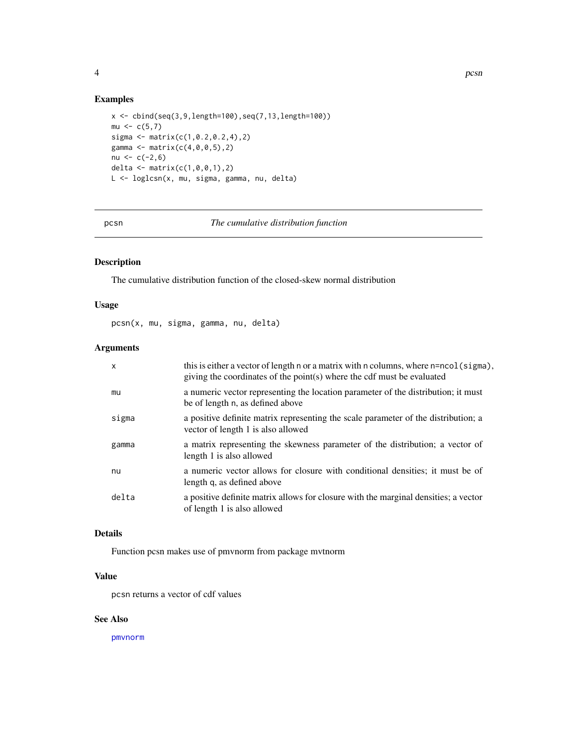## Examples

```
x <- cbind(seq(3,9,length=100),seq(7,13,length=100))
mu <- c(5,7)
sigma <- matrix(c(1,0.2,0.2,4),2)
gamma <- matrix(c(4,0,0,5),2)
nu <- c(-2,6)
delta <- matrix(c(1,0,0,1),2)
L <- loglcsn(x, mu, sigma, gamma, nu, delta)
```

---

# pcsn — *The cumulative distribution function*

## Description

The cumulative distribution function of the closed-skew normal distribution

## Usage

```
pcsn(x, mu, sigma, gamma, nu, delta)
```

## Arguments

| | |
|---|---|
| `x` | this is either a vector of length `n` or a matrix with `n` columns, where `n=ncol(sigma)`, giving the coordinates of the point(s) where the cdf must be evaluated |
| `mu` | a numeric vector representing the location parameter of the distribution; it must be of length `n`, as defined above |
| `sigma` | a positive definite matrix representing the scale parameter of the distribution; a vector of length 1 is also allowed |
| `gamma` | a matrix representing the skewness parameter of the distribution; a vector of length 1 is also allowed |
| `nu` | a numeric vector allows for closure with conditional densities; it must be of length `q`, as defined above |
| `delta` | a positive definite matrix allows for closure with the marginal densities; a vector of length 1 is also allowed |

## Details

Function pcsn makes use of pmvnorm from package mvtnorm

## Value

`pcsn` returns a vector of cdf values

## See Also

`pmvnorm`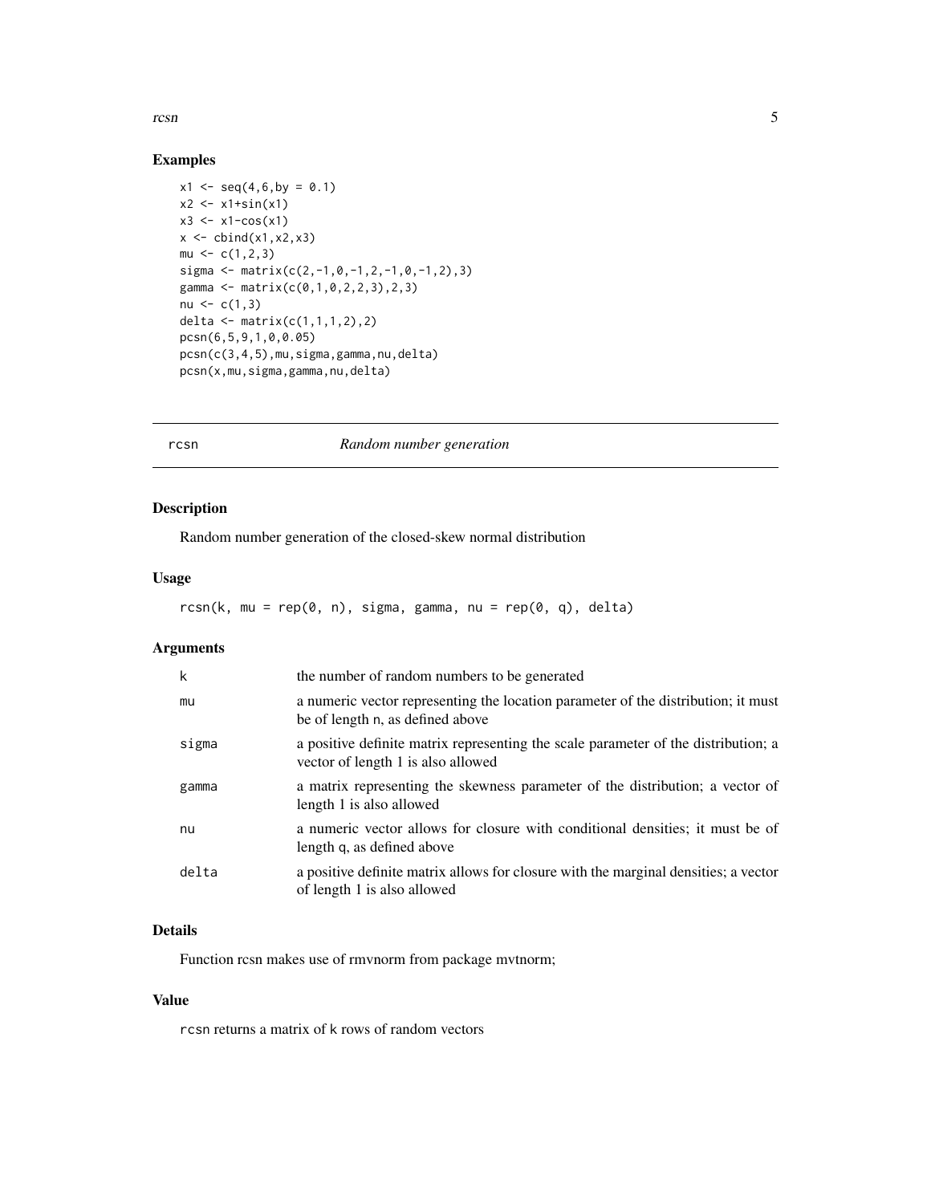### Examples

```
x1 <- seq(4,6,by = 0.1)
x2 <- x1+sin(x1)
x3 <- x1-cos(x1)
x <- cbind(x1,x2,x3)
mu <- c(1,2,3)
sigma <- matrix(c(2,-1,0,-1,2,-1,0,-1,2),3)
gamma <- matrix(c(0,1,0,2,2,3),2,3)
nu <- c(1,3)
delta <- matrix(c(1,1,1,2),2)
pcsn(6,5,9,1,0,0.05)
pcsn(c(3,4,5),mu,sigma,gamma,nu,delta)
pcsn(x,mu,sigma,gamma,nu,delta)
```

---

## rcsn *Random number generation*

### Description

Random number generation of the closed-skew normal distribution

### Usage

```
rcsn(k, mu = rep(0, n), sigma, gamma, nu = rep(0, q), delta)
```

### Arguments

| | |
|---|---|
| k | the number of random numbers to be generated |
| mu | a numeric vector representing the location parameter of the distribution; it must be of length n, as defined above |
| sigma | a positive definite matrix representing the scale parameter of the distribution; a vector of length 1 is also allowed |
| gamma | a matrix representing the skewness parameter of the distribution; a vector of length 1 is also allowed |
| nu | a numeric vector allows for closure with conditional densities; it must be of length q, as defined above |
| delta | a positive definite matrix allows for closure with the marginal densities; a vector of length 1 is also allowed |

### Details

Function rcsn makes use of rmvnorm from package mvtnorm;

### Value

rcsn returns a matrix of k rows of random vectors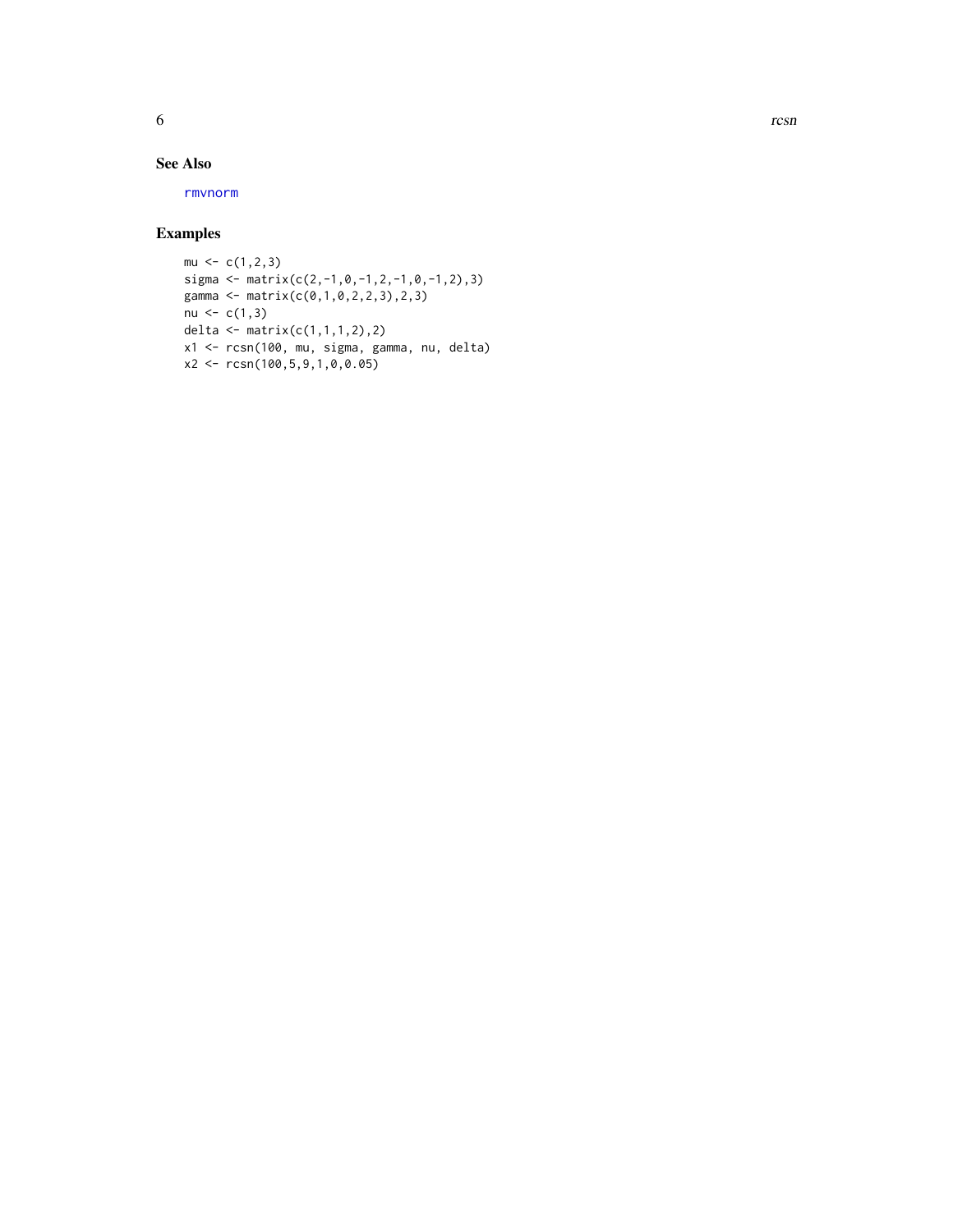## See Also

rmvnorm

## Examples

```
mu <- c(1,2,3)
sigma <- matrix(c(2,-1,0,-1,2,-1,0,-1,2),3)
gamma <- matrix(c(0,1,0,2,2,3),2,3)
nu <- c(1,3)
delta <- matrix(c(1,1,1,2),2)
x1 <- rcsn(100, mu, sigma, gamma, nu, delta)
x2 <- rcsn(100,5,9,1,0,0.05)
```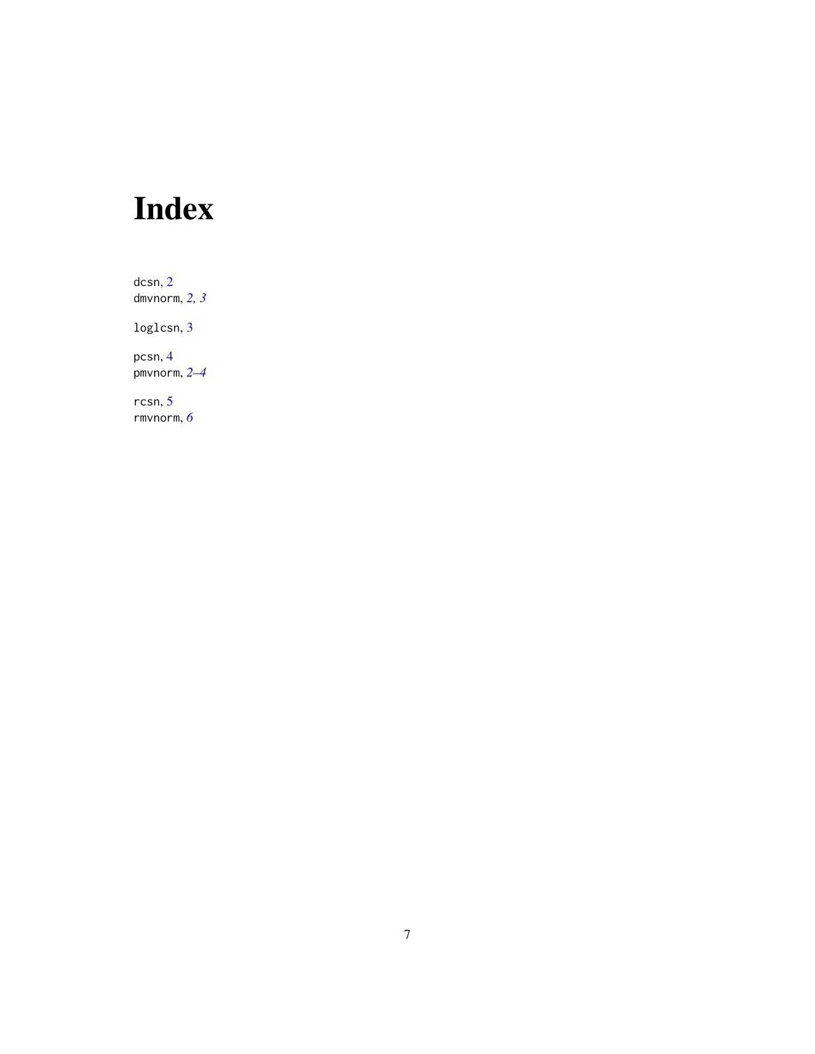# Index

dcsn, 2
dmvnorm, *2, 3*

loglcsn, 3

pcsn, 4
pmvnorm, *2–4*

rcsn, 5
rmvnorm, *6*